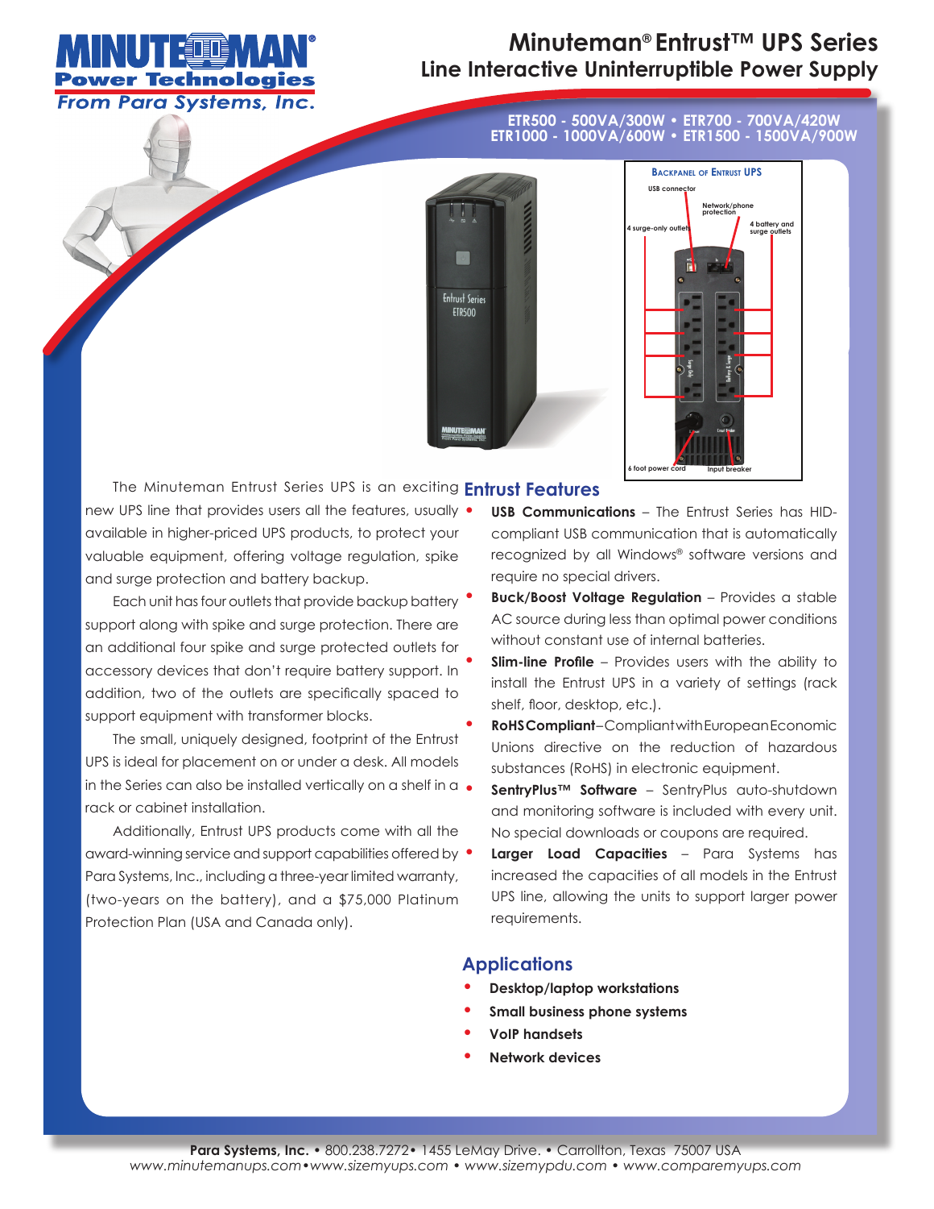# Minuteman® Entrust™ UPS Series

## Line Interactive Uninterruptible Power Supply

**ETR500 - 500VA/300W • ETR700 - 700VA/420W**
**ETR1000 - 1000VA/600W • ETR1500 - 1500VA/900W**

**Backpanel of Entrust UPS**

USB connector
Network/phone protection
4 surge-only outlets
4 battery and surge outlets
6 foot power cord
Input breaker

The Minuteman Entrust Series UPS is an exciting new UPS line that provides users all the features, usually available in higher-priced UPS products, to protect your valuable equipment, offering voltage regulation, spike and surge protection and battery backup.

Each unit has four outlets that provide backup battery support along with spike and surge protection. There are an additional four spike and surge protected outlets for accessory devices that don't require battery support. In addition, two of the outlets are specifically spaced to support equipment with transformer blocks.

The small, uniquely designed, footprint of the Entrust UPS is ideal for placement on or under a desk. All models in the Series can also be installed vertically on a shelf in a rack or cabinet installation.

Additionally, Entrust UPS products come with all the award-winning service and support capabilities offered by Para Systems, Inc., including a three-year limited warranty, (two-years on the battery), and a $75,000 Platinum Protection Plan (USA and Canada only).

## Entrust Features

- **USB Communications** – The Entrust Series has HID-compliant USB communication that is automatically recognized by all Windows® software versions and require no special drivers.
- **Buck/Boost Voltage Regulation** – Provides a stable AC source during less than optimal power conditions without constant use of internal batteries.
- **Slim-line Profile** – Provides users with the ability to install the Entrust UPS in a variety of settings (rack shelf, floor, desktop, etc.).
- **RoHS Compliant** – Compliant with European Economic Unions directive on the reduction of hazardous substances (RoHS) in electronic equipment.
- **SentryPlus™ Software** – SentryPlus auto-shutdown and monitoring software is included with every unit. No special downloads or coupons are required.
- **Larger Load Capacities** – Para Systems has increased the capacities of all models in the Entrust UPS line, allowing the units to support larger power requirements.

## Applications

- **Desktop/laptop workstations**
- **Small business phone systems**
- **VoIP handsets**
- **Network devices**

**Para Systems, Inc.** • 800.238.7272 • 1455 LeMay Drive. • Carrollton, Texas 75007 USA
*www.minutemanups.com • www.sizemyups.com • www.sizemypdu.com • www.comparemyups.com*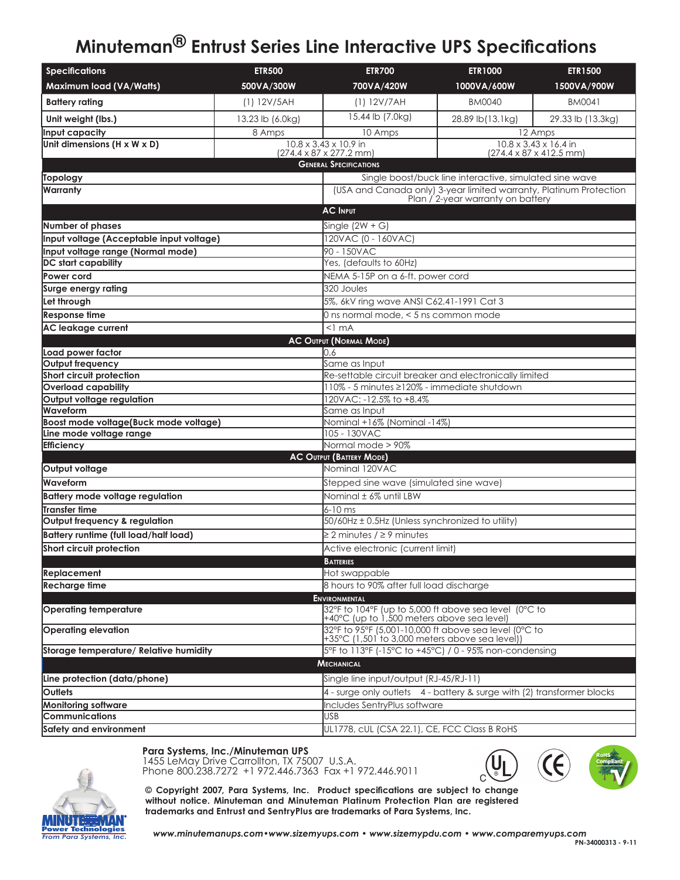# Minuteman® Entrust Series Line Interactive UPS Specifications

| Specifications | ETR500 | ETR700 | ETR1000 | ETR1500 |
|---|---|---|---|---|
| Maximum load (VA/Watts) | 500VA/300W | 700VA/420W | 1000VA/600W | 1500VA/900W |
| Battery rating | (1) 12V/5AH | (1) 12V/7AH | BM0040 | BM0041 |
| Unit weight (lbs.) | 13.23 lb (6.0kg) | 15.44 lb (7.0kg) | 28.89 lb(13.1kg) | 29.33 lb (13.3kg) |
| Input capacity | 8 Amps | 10 Amps | 12 Amps | |
| Unit dimensions (H x W x D) | 10.8 x 3.43 x 10.9 in (274.4 x 87 x 277.2 mm) | | 10.8 x 3.43 x 16.4 in (274.4 x 87 x 412.5 mm) | |
| **General Specifications** | | | | |
| Topology | Single boost/buck line interactive, simulated sine wave | | | |
| Warranty | (USA and Canada only) 3-year limited warranty, Platinum Protection Plan / 2-year warranty on battery | | | |
| **AC Input** | | | | |
| Number of phases | Single (2W + G) | | | |
| Input voltage (Acceptable input voltage) | 120VAC (0 - 160VAC) | | | |
| Input voltage range (Normal mode) | 90 - 150VAC | | | |
| DC start capability | Yes, (defaults to 60Hz) | | | |
| Power cord | NEMA 5-15P on a 6-ft. power cord | | | |
| Surge energy rating | 320 Joules | | | |
| Let through | 5%, 6kV ring wave ANSI C62.41-1991 Cat 3 | | | |
| Response time | 0 ns normal mode, < 5 ns common mode | | | |
| AC leakage current | <1 mA | | | |
| **AC Output (Normal Mode)** | | | | |
| Load power factor | 0.6 | | | |
| Output frequency | Same as Input | | | |
| Short circuit protection | Re-settable circuit breaker and electronically limited | | | |
| Overload capability | 110% - 5 minutes ≥120% - immediate shutdown | | | |
| Output voltage regulation | 120VAC: -12.5% to +8.4% | | | |
| Waveform | Same as Input | | | |
| Boost mode voltage(Buck mode voltage) | Nominal +16% (Nominal -14%) | | | |
| Line mode voltage range | 105 - 130VAC | | | |
| Efficiency | Normal mode > 90% | | | |
| **AC Output (Battery Mode)** | | | | |
| Output voltage | Nominal 120VAC | | | |
| Waveform | Stepped sine wave (simulated sine wave) | | | |
| Battery mode voltage regulation | Nominal ± 6% until LBW | | | |
| Transfer time | 6-10 ms | | | |
| Output frequency & regulation | 50/60Hz ± 0.5Hz (Unless synchronized to utility) | | | |
| Battery runtime (full load/half load) | ≥ 2 minutes / ≥ 9 minutes | | | |
| Short circuit protection | Active electronic (current limit) | | | |
| **Batteries** | | | | |
| Replacement | Hot swappable | | | |
| Recharge time | 8 hours to 90% after full load discharge | | | |
| **Environmental** | | | | |
| Operating temperature | 32°F to 104°F (up to 5,000 ft above sea level (0°C to +40°C (up to 1,500 meters above sea level) | | | |
| Operating elevation | 32°F to 95°F (5,001-10,000 ft above sea level (0°C to +35°C (1,501 to 3,000 meters above sea level)) | | | |
| Storage temperature/ Relative humidity | 5°F to 113°F (-15°C to +45°C) / 0 - 95% non-condensing | | | |
| **Mechanical** | | | | |
| Line protection (data/phone) | Single line input/output (RJ-45/RJ-11) | | | |
| Outlets | 4 - surge only outlets 4 - battery & surge with (2) transformer blocks | | | |
| Monitoring software | Includes SentryPlus software | | | |
| Communications | USB | | | |
| Safety and environment | UL1778, cUL (CSA 22.1), CE, FCC Class B RoHS | | | |

**Para Systems, Inc./Minuteman UPS**
1455 LeMay Drive Carrollton, TX 75007 U.S.A.
Phone 800.238.7272 +1 972.446.7363 Fax +1 972.446.9011

**© Copyright 2007, Para Systems, Inc. Product specifications are subject to change without notice. Minuteman and Minuteman Platinum Protection Plan are registered trademarks and Entrust and SentryPlus are trademarks of Para Systems, Inc.**

MINUTEMAN Power Technologies
*From Para Systems, Inc.*

***www.minutemanups.com • www.sizemyups.com • www.sizemypdu.com • www.comparemyups.com***

PN-34000313 - 9-11